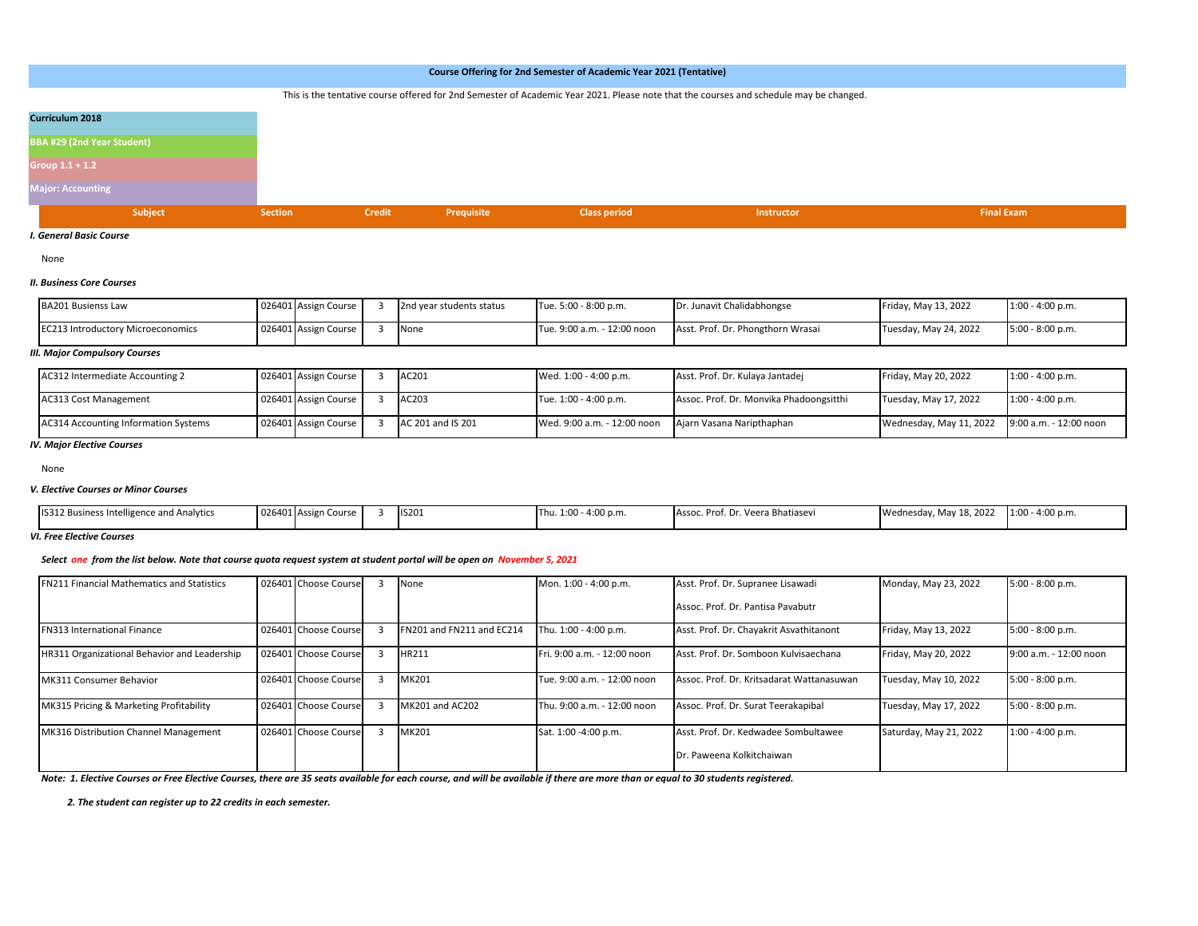# Course Offering for 2nd Semester of Academic Year 2021 (Tentative)

This is the tentative course offered for 2nd Semester of Academic Year 2021. Please note that the courses and schedule may be changed.

**Curriculum 2018**

**BBA #29 (2nd Year Student)**

**Group 1.1 + 1.2**

**Major: Accounting**

| Subject | Section | | Credit | Prequisite | Class period | Instructor | Final Exam | |
|---|---|---|---|---|---|---|---|---|
| ***I. General Basic Course*** | | | | | | | | |
| None | | | | | | | | |
| ***II. Business Core Courses*** | | | | | | | | |
| BA201 Busienss Law | 026401 | Assign Course | 3 | 2nd year students status | Tue. 5:00 - 8:00 p.m. | Dr. Junavit Chalidabhongse | Friday, May 13, 2022 | 1:00 - 4:00 p.m. |
| EC213 Introductory Microeconomics | 026401 | Assign Course | 3 | None | Tue. 9:00 a.m. - 12:00 noon | Asst. Prof. Dr. Phongthorn Wrasai | Tuesday, May 24, 2022 | 5:00 - 8:00 p.m. |
| ***III. Major Compulsory Courses*** | | | | | | | | |
| AC312 Intermediate Accounting 2 | 026401 | Assign Course | 3 | AC201 | Wed. 1:00 - 4:00 p.m. | Asst. Prof. Dr. Kulaya Jantadej | Friday, May 20, 2022 | 1:00 - 4:00 p.m. |
| AC313 Cost Management | 026401 | Assign Course | 3 | AC203 | Tue. 1:00 - 4:00 p.m. | Assoc. Prof. Dr. Monvika Phadoongsitthi | Tuesday, May 17, 2022 | 1:00 - 4:00 p.m. |
| AC314 Accounting Information Systems | 026401 | Assign Course | 3 | AC 201 and IS 201 | Wed. 9:00 a.m. - 12:00 noon | Ajarn Vasana Naripthaphan | Wednesday, May 11, 2022 | 9:00 a.m. - 12:00 noon |
| ***IV. Major Elective Courses*** | | | | | | | | |
| None | | | | | | | | |
| ***V. Elective Courses or Minor Courses*** | | | | | | | | |
| IS312 Business Intelligence and Analytics | 026401 | Assign Course | 3 | IS201 | Thu. 1:00 - 4:00 p.m. | Assoc. Prof. Dr. Veera Bhatiasevi | Wednesday, May 18, 2022 | 1:00 - 4:00 p.m. |
| ***VI. Free Elective Courses*** | | | | | | | | |
| ***Select one from the list below. Note that course quota request system at student portal will be open on November 5, 2021*** | | | | | | | | |
| FN211 Financial Mathematics and Statistics | 026401 | Choose Course | 3 | None | Mon. 1:00 - 4:00 p.m. | Asst. Prof. Dr. Supranee Lisawadi<br>Assoc. Prof. Dr. Pantisa Pavabutr | Monday, May 23, 2022 | 5:00 - 8:00 p.m. |
| FN313 International Finance | 026401 | Choose Course | 3 | FN201 and FN211 and EC214 | Thu. 1:00 - 4:00 p.m. | Asst. Prof. Dr. Chayakrit Asvathitanont | Friday, May 13, 2022 | 5:00 - 8:00 p.m. |
| HR311 Organizational Behavior and Leadership | 026401 | Choose Course | 3 | HR211 | Fri. 9:00 a.m. - 12:00 noon | Asst. Prof. Dr. Somboon Kulvisaechana | Friday, May 20, 2022 | 9:00 a.m. - 12:00 noon |
| MK311 Consumer Behavior | 026401 | Choose Course | 3 | MK201 | Tue. 9:00 a.m. - 12:00 noon | Assoc. Prof. Dr. Kritsadarat Wattanasuwan | Tuesday, May 10, 2022 | 5:00 - 8:00 p.m. |
| MK315 Pricing & Marketing Profitability | 026401 | Choose Course | 3 | MK201 and AC202 | Thu. 9:00 a.m. - 12:00 noon | Assoc. Prof. Dr. Surat Teerakapibal | Tuesday, May 17, 2022 | 5:00 - 8:00 p.m. |
| MK316 Distribution Channel Management | 026401 | Choose Course | 3 | MK201 | Sat. 1:00 -4:00 p.m. | Asst. Prof. Dr. Kedwadee Sombultawee<br>Dr. Paweena Kolkitchaiwan | Saturday, May 21, 2022 | 1:00 - 4:00 p.m. |

***Note: 1. Elective Courses or Free Elective Courses, there are 35 seats available for each course, and will be available if there are more than or equal to 30 students registered.***

***2. The student can register up to 22 credits in each semester.***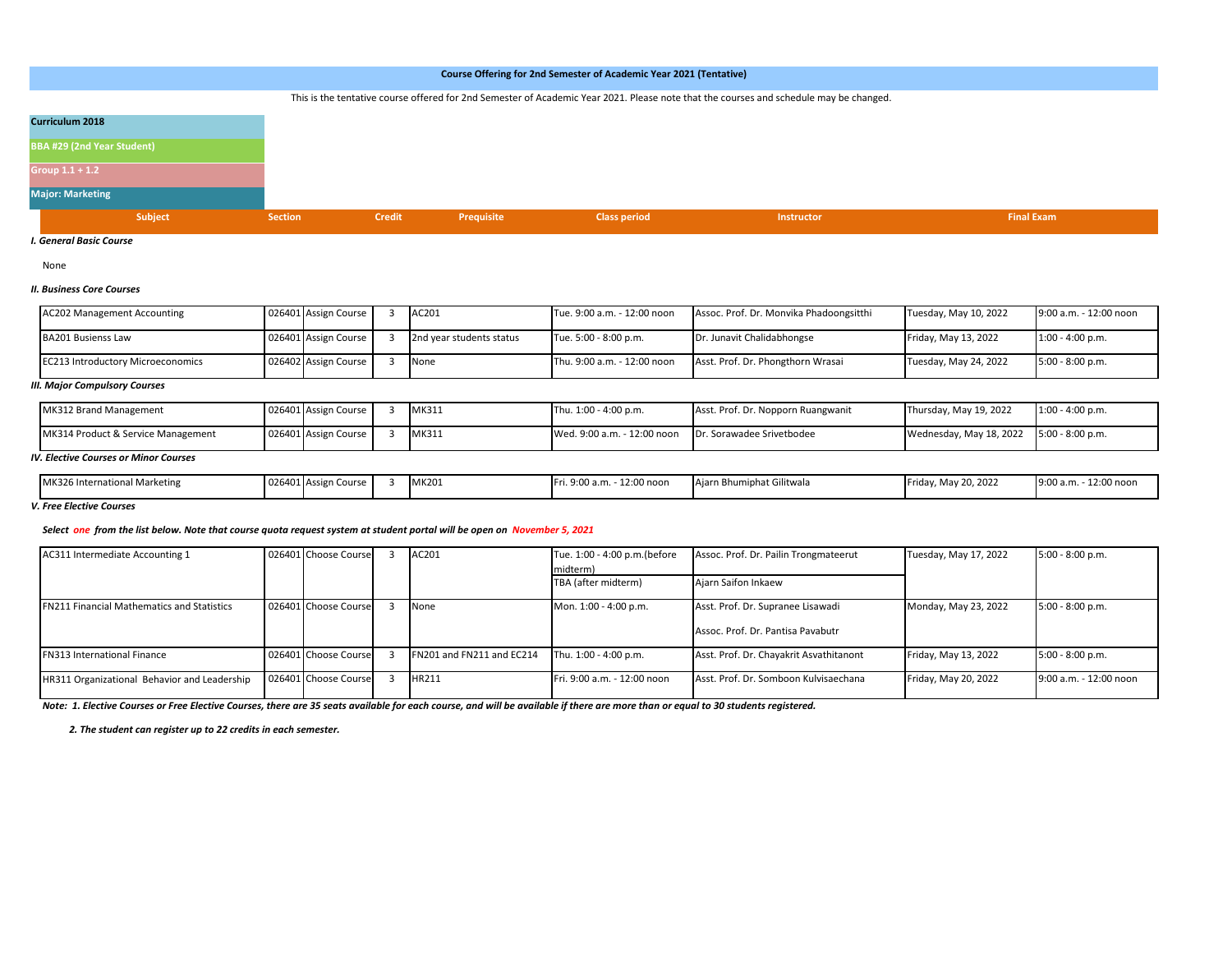**Course Offering for 2nd Semester of Academic Year 2021 (Tentative)**

This is the tentative course offered for 2nd Semester of Academic Year 2021. Please note that the courses and schedule may be changed.

**Curriculum 2018**

**BBA #29 (2nd Year Student)**

**Group 1.1 + 1.2**

**Major: Marketing**

| Subject | Section | | Credit | Prequisite | Class period | Instructor | Final Exam | |
|---|---|---|---|---|---|---|---|---|
| ***I. General Basic Course*** | | | | | | | | |
| None | | | | | | | | |
| ***II. Business Core Courses*** | | | | | | | | |
| AC202 Management Accounting | 026401 | Assign Course | 3 | AC201 | Tue. 9:00 a.m. - 12:00 noon | Assoc. Prof. Dr. Monvika Phadoongsitthi | Tuesday, May 10, 2022 | 9:00 a.m. - 12:00 noon |
| BA201 Busienss Law | 026401 | Assign Course | 3 | 2nd year students status | Tue. 5:00 - 8:00 p.m. | Dr. Junavit Chalidabhongse | Friday, May 13, 2022 | 1:00 - 4:00 p.m. |
| EC213 Introductory Microeconomics | 026402 | Assign Course | 3 | None | Thu. 9:00 a.m. - 12:00 noon | Asst. Prof. Dr. Phongthorn Wrasai | Tuesday, May 24, 2022 | 5:00 - 8:00 p.m. |
| ***III. Major Compulsory Courses*** | | | | | | | | |
| MK312 Brand Management | 026401 | Assign Course | 3 | MK311 | Thu. 1:00 - 4:00 p.m. | Asst. Prof. Dr. Nopporn Ruangwanit | Thursday, May 19, 2022 | 1:00 - 4:00 p.m. |
| MK314 Product & Service Management | 026401 | Assign Course | 3 | MK311 | Wed. 9:00 a.m. - 12:00 noon | Dr. Sorawadee Srivetbodee | Wednesday, May 18, 2022 | 5:00 - 8:00 p.m. |
| ***IV. Elective Courses or Minor Courses*** | | | | | | | | |
| MK326 International Marketing | 026401 | Assign Course | 3 | MK201 | Fri. 9:00 a.m. - 12:00 noon | Ajarn Bhumiphat Gilitwala | Friday, May 20, 2022 | 9:00 a.m. - 12:00 noon |
| ***V. Free Elective Courses*** | | | | | | | | |
| ***Select one from the list below. Note that course quota request system at student portal will be open on November 5, 2021*** | | | | | | | | |
| AC311 Intermediate Accounting 1 | 026401 | Choose Course | 3 | AC201 | Tue. 1:00 - 4:00 p.m.(before midterm) | Assoc. Prof. Dr. Pailin Trongmateerut | Tuesday, May 17, 2022 | 5:00 - 8:00 p.m. |
| | | | | | TBA (after midterm) | Ajarn Saifon Inkaew | | |
| FN211 Financial Mathematics and Statistics | 026401 | Choose Course | 3 | None | Mon. 1:00 - 4:00 p.m. | Asst. Prof. Dr. Supranee Lisawadi<br>Assoc. Prof. Dr. Pantisa Pavabutr | Monday, May 23, 2022 | 5:00 - 8:00 p.m. |
| FN313 International Finance | 026401 | Choose Course | 3 | FN201 and FN211 and EC214 | Thu. 1:00 - 4:00 p.m. | Asst. Prof. Dr. Chayakrit Asvathitanont | Friday, May 13, 2022 | 5:00 - 8:00 p.m. |
| HR311 Organizational Behavior and Leadership | 026401 | Choose Course | 3 | HR211 | Fri. 9:00 a.m. - 12:00 noon | Asst. Prof. Dr. Somboon Kulvisaechana | Friday, May 20, 2022 | 9:00 a.m. - 12:00 noon |

***Note: 1. Elective Courses or Free Elective Courses, there are 35 seats available for each course, and will be available if there are more than or equal to 30 students registered.***

***2. The student can register up to 22 credits in each semester.***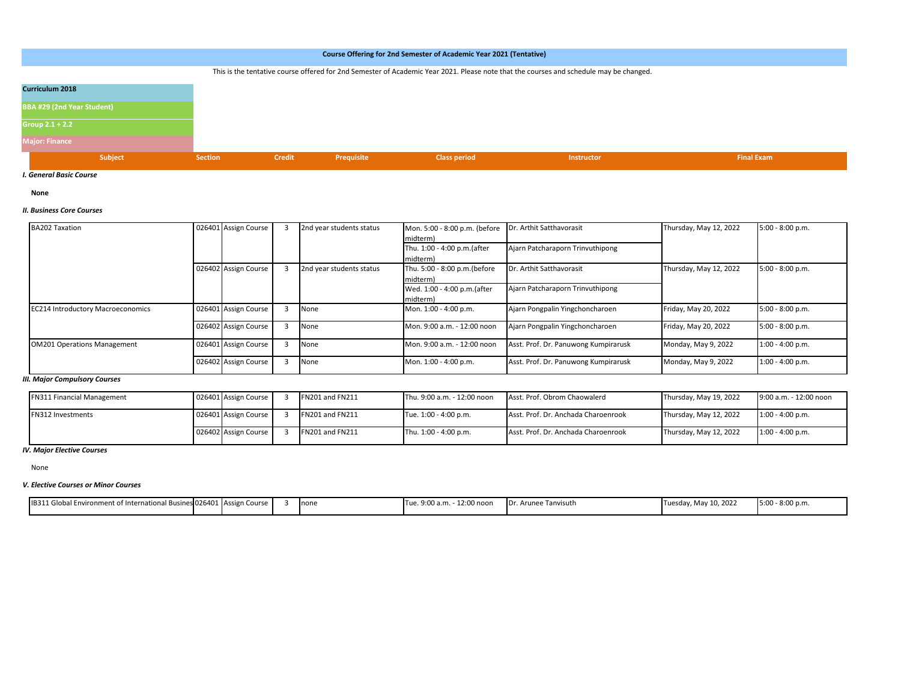**Course Offering for 2nd Semester of Academic Year 2021 (Tentative)**

This is the tentative course offered for 2nd Semester of Academic Year 2021. Please note that the courses and schedule may be changed.

**Curriculum 2018**

**BBA #29 (2nd Year Student)**

**Group 2.1 + 2.2**

**Major: Finance**

| Subject | Section | | Credit | Prequisite | Class period | Instructor | Final Exam | |
|---|---|---|---|---|---|---|---|---|
| ***I. General Basic Course*** | | | | | | | | |
| **None** | | | | | | | | |
| ***II. Business Core Courses*** | | | | | | | | |
| BA202 Taxation | 026401 | Assign Course | 3 | 2nd year students status | Mon. 5:00 - 8:00 p.m. (before midterm) | Dr. Arthit Satthavorasit | Thursday, May 12, 2022 | 5:00 - 8:00 p.m. |
| | | | | | Thu. 1:00 - 4:00 p.m.(after midterm) | Ajarn Patcharaporn Trinvuthipong | | |
| | 026402 | Assign Course | 3 | 2nd year students status | Thu. 5:00 - 8:00 p.m.(before midterm) | Dr. Arthit Satthavorasit | Thursday, May 12, 2022 | 5:00 - 8:00 p.m. |
| | | | | | Wed. 1:00 - 4:00 p.m.(after midterm) | Ajarn Patcharaporn Trinvuthipong | | |
| EC214 Introductory Macroeconomics | 026401 | Assign Course | 3 | None | Mon. 1:00 - 4:00 p.m. | Ajarn Pongpalin Yingchoncharoen | Friday, May 20, 2022 | 5:00 - 8:00 p.m. |
| | 026402 | Assign Course | 3 | None | Mon. 9:00 a.m. - 12:00 noon | Ajarn Pongpalin Yingchoncharoen | Friday, May 20, 2022 | 5:00 - 8:00 p.m. |
| OM201 Operations Management | 026401 | Assign Course | 3 | None | Mon. 9:00 a.m. - 12:00 noon | Asst. Prof. Dr. Panuwong Kumpirarusk | Monday, May 9, 2022 | 1:00 - 4:00 p.m. |
| | 026402 | Assign Course | 3 | None | Mon. 1:00 - 4:00 p.m. | Asst. Prof. Dr. Panuwong Kumpirarusk | Monday, May 9, 2022 | 1:00 - 4:00 p.m. |
| ***III. Major Compulsory Courses*** | | | | | | | | |
| FN311 Financial Management | 026401 | Assign Course | 3 | FN201 and FN211 | Thu. 9:00 a.m. - 12:00 noon | Asst. Prof. Obrom Chaowalerd | Thursday, May 19, 2022 | 9:00 a.m. - 12:00 noon |
| FN312 Investments | 026401 | Assign Course | 3 | FN201 and FN211 | Tue. 1:00 - 4:00 p.m. | Asst. Prof. Dr. Anchada Charoenrook | Thursday, May 12, 2022 | 1:00 - 4:00 p.m. |
| | 026402 | Assign Course | 3 | FN201 and FN211 | Thu. 1:00 - 4:00 p.m. | Asst. Prof. Dr. Anchada Charoenrook | Thursday, May 12, 2022 | 1:00 - 4:00 p.m. |
| ***IV. Major Elective Courses*** | | | | | | | | |
| None | | | | | | | | |
| ***V. Elective Courses or Minor Courses*** | | | | | | | | |
| IB311 Global Environment of International Busines | 026401 | Assign Course | 3 | none | Tue. 9:00 a.m. - 12:00 noon | Dr. Arunee Tanvisuth | Tuesday, May 10, 2022 | 5:00 - 8:00 p.m. |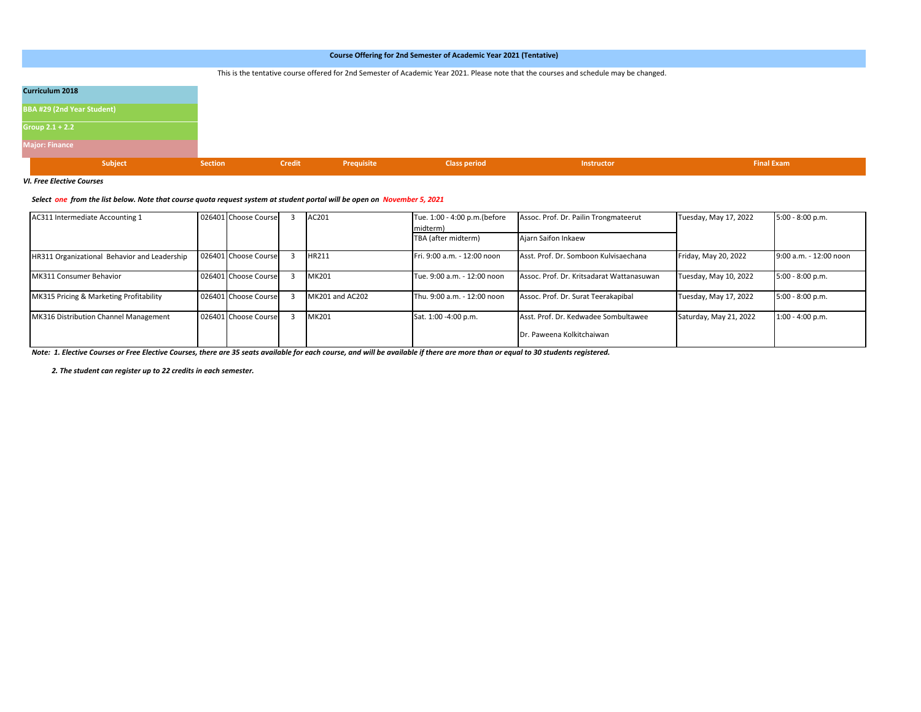**Course Offering for 2nd Semester of Academic Year 2021 (Tentative)**

This is the tentative course offered for 2nd Semester of Academic Year 2021. Please note that the courses and schedule may be changed.

**Curriculum 2018**

**BBA #29 (2nd Year Student)**

**Group 2.1 + 2.2**

**Major: Finance**

***VI. Free Elective Courses***

***Select one from the list below. Note that course quota request system at student portal will be open on November 5, 2021***

| Subject | Section | | Credit | Prequisite | Class period | Instructor | Final Exam | |
|---|---|---|---|---|---|---|---|---|
| AC311 Intermediate Accounting 1 | 026401 | Choose Course | 3 | AC201 | Tue. 1:00 - 4:00 p.m.(before midterm) | Assoc. Prof. Dr. Pailin Trongmateerut | Tuesday, May 17, 2022 | 5:00 - 8:00 p.m. |
| | | | | | TBA (after midterm) | Ajarn Saifon Inkaew | | |
| HR311 Organizational Behavior and Leadership | 026401 | Choose Course | 3 | HR211 | Fri. 9:00 a.m. - 12:00 noon | Asst. Prof. Dr. Somboon Kulvisaechana | Friday, May 20, 2022 | 9:00 a.m. - 12:00 noon |
| MK311 Consumer Behavior | 026401 | Choose Course | 3 | MK201 | Tue. 9:00 a.m. - 12:00 noon | Assoc. Prof. Dr. Kritsadarat Wattanasuwan | Tuesday, May 10, 2022 | 5:00 - 8:00 p.m. |
| MK315 Pricing & Marketing Profitability | 026401 | Choose Course | 3 | MK201 and AC202 | Thu. 9:00 a.m. - 12:00 noon | Assoc. Prof. Dr. Surat Teerakapibal | Tuesday, May 17, 2022 | 5:00 - 8:00 p.m. |
| MK316 Distribution Channel Management | 026401 | Choose Course | 3 | MK201 | Sat. 1:00 -4:00 p.m. | Asst. Prof. Dr. Kedwadee Sombultawee<br>Dr. Paweena Kolkitchaiwan | Saturday, May 21, 2022 | 1:00 - 4:00 p.m. |

***Note: 1. Elective Courses or Free Elective Courses, there are 35 seats available for each course, and will be available if there are more than or equal to 30 students registered.***

***2. The student can register up to 22 credits in each semester.***